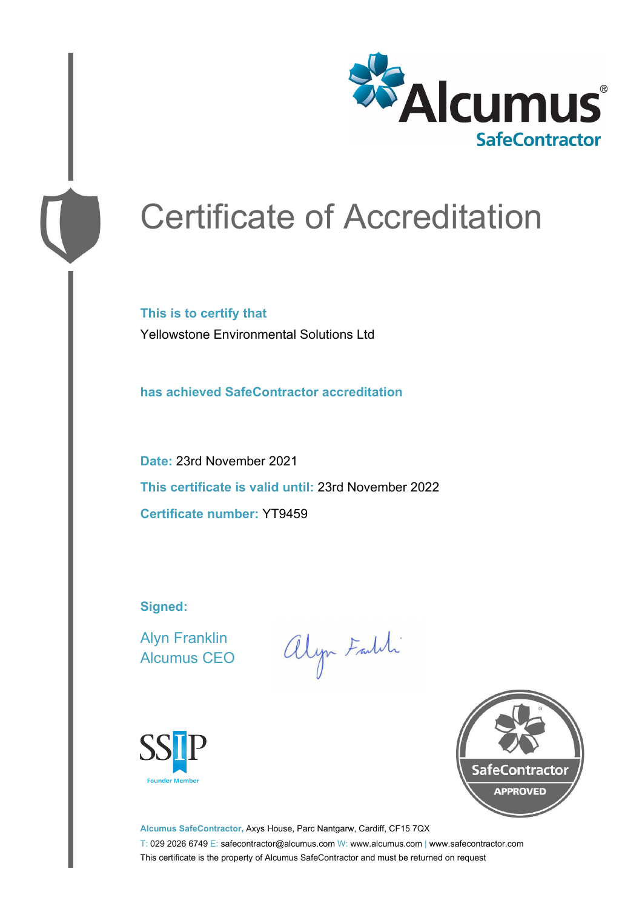Alcumus®
SafeContractor

# Certificate of Accreditation

**This is to certify that**

Yellowstone Environmental Solutions Ltd

**has achieved SafeContractor accreditation**

**Date:** 23rd November 2021

**This certificate is valid until:** 23rd November 2022

**Certificate number:** YT9459

**Signed:**

Alyn Franklin
Alcumus CEO

SSIP
Founder Member

SafeContractor
APPROVED

**Alcumus SafeContractor,** Axys House, Parc Nantgarw, Cardiff, CF15 7QX

T: 029 2026 6749 E: safecontractor@alcumus.com W: www.alcumus.com | www.safecontractor.com

This certificate is the property of Alcumus SafeContractor and must be returned on request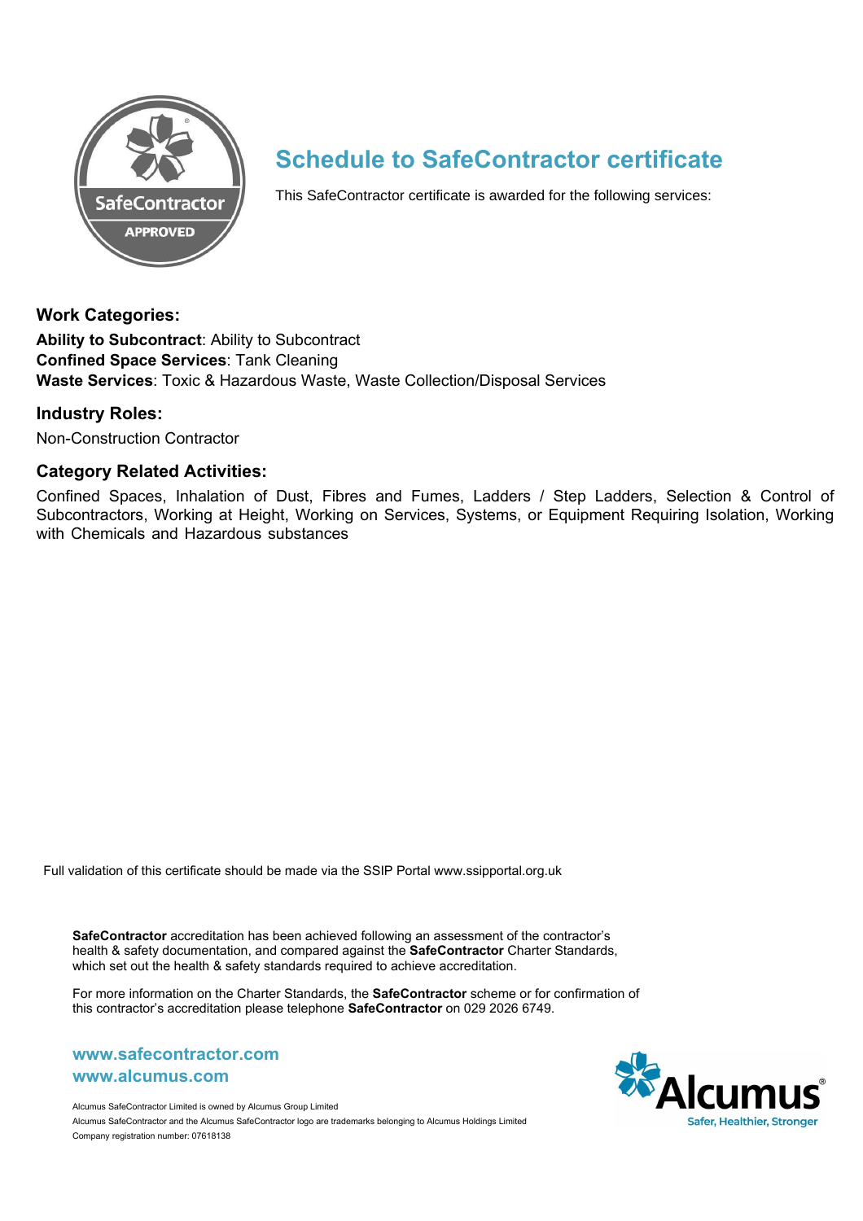# Schedule to SafeContractor certificate

This SafeContractor certificate is awarded for the following services:

## Work Categories:

**Ability to Subcontract**: Ability to Subcontract
**Confined Space Services**: Tank Cleaning
**Waste Services**: Toxic & Hazardous Waste, Waste Collection/Disposal Services

## Industry Roles:

Non-Construction Contractor

## Category Related Activities:

Confined Spaces, Inhalation of Dust, Fibres and Fumes, Ladders / Step Ladders, Selection & Control of Subcontractors, Working at Height, Working on Services, Systems, or Equipment Requiring Isolation, Working with Chemicals and Hazardous substances

Full validation of this certificate should be made via the SSIP Portal www.ssipportal.org.uk

**SafeContractor** accreditation has been achieved following an assessment of the contractor's health & safety documentation, and compared against the **SafeContractor** Charter Standards, which set out the health & safety standards required to achieve accreditation.

For more information on the Charter Standards, the **SafeContractor** scheme or for confirmation of this contractor's accreditation please telephone **SafeContractor** on 029 2026 6749.

**www.safecontractor.com**
**www.alcumus.com**

Alcumus SafeContractor Limited is owned by Alcumus Group Limited
Alcumus SafeContractor and the Alcumus SafeContractor logo are trademarks belonging to Alcumus Holdings Limited
Company registration number: 07618138

Alcumus®
Safer, Healthier, Stronger